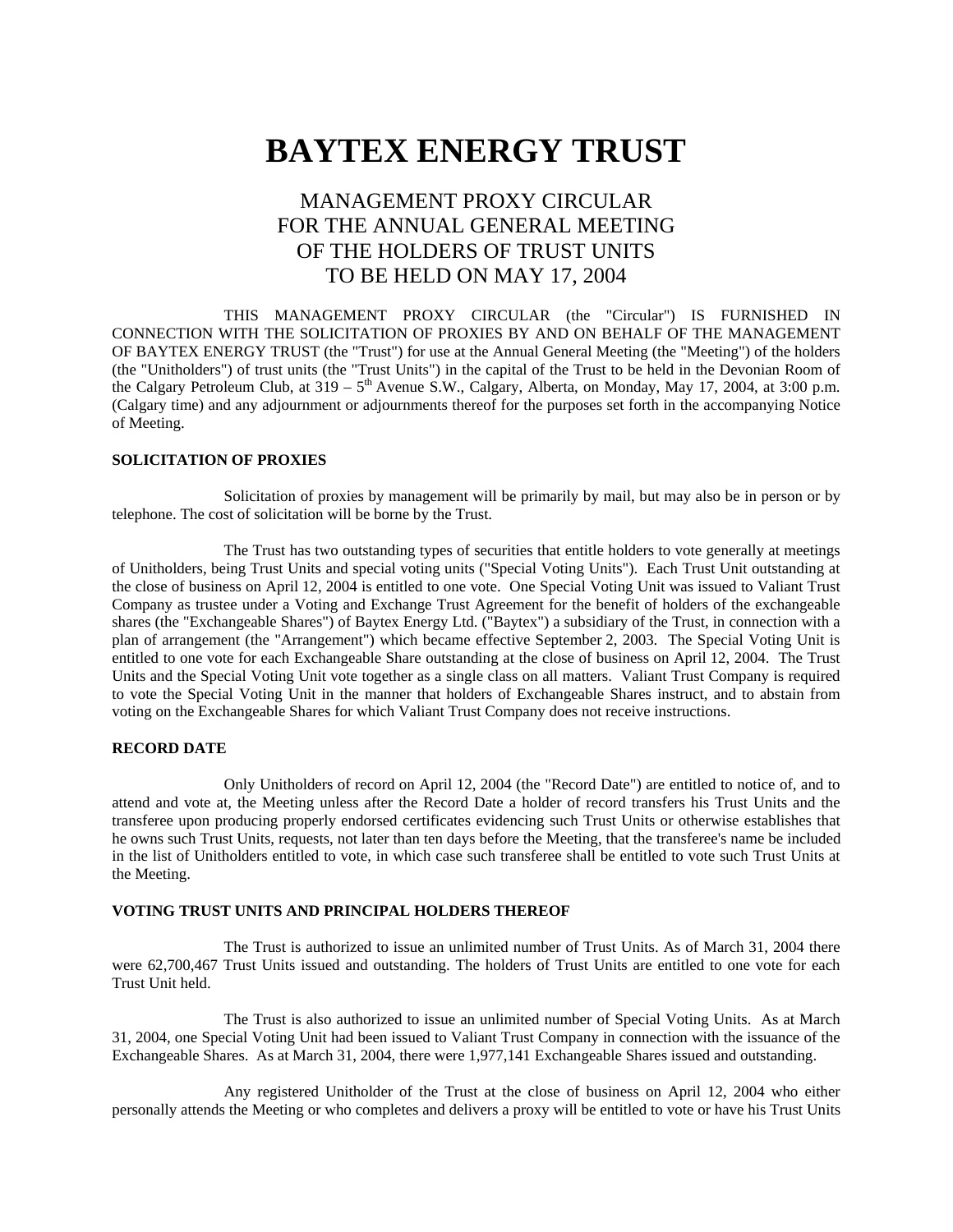# BAYTEX ENERGY TRUST

## MANAGEMENT PROXY CIRCULAR
## FOR THE ANNUAL GENERAL MEETING
## OF THE HOLDERS OF TRUST UNITS
## TO BE HELD ON MAY 17, 2004

THIS MANAGEMENT PROXY CIRCULAR (the "Circular") IS FURNISHED IN CONNECTION WITH THE SOLICITATION OF PROXIES BY AND ON BEHALF OF THE MANAGEMENT OF BAYTEX ENERGY TRUST (the "Trust") for use at the Annual General Meeting (the "Meeting") of the holders (the "Unitholders") of trust units (the "Trust Units") in the capital of the Trust to be held in the Devonian Room of the Calgary Petroleum Club, at 319 – 5th Avenue S.W., Calgary, Alberta, on Monday, May 17, 2004, at 3:00 p.m. (Calgary time) and any adjournment or adjournments thereof for the purposes set forth in the accompanying Notice of Meeting.

**SOLICITATION OF PROXIES**

Solicitation of proxies by management will be primarily by mail, but may also be in person or by telephone. The cost of solicitation will be borne by the Trust.

The Trust has two outstanding types of securities that entitle holders to vote generally at meetings of Unitholders, being Trust Units and special voting units ("Special Voting Units"). Each Trust Unit outstanding at the close of business on April 12, 2004 is entitled to one vote. One Special Voting Unit was issued to Valiant Trust Company as trustee under a Voting and Exchange Trust Agreement for the benefit of holders of the exchangeable shares (the "Exchangeable Shares") of Baytex Energy Ltd. ("Baytex") a subsidiary of the Trust, in connection with a plan of arrangement (the "Arrangement") which became effective September 2, 2003. The Special Voting Unit is entitled to one vote for each Exchangeable Share outstanding at the close of business on April 12, 2004. The Trust Units and the Special Voting Unit vote together as a single class on all matters. Valiant Trust Company is required to vote the Special Voting Unit in the manner that holders of Exchangeable Shares instruct, and to abstain from voting on the Exchangeable Shares for which Valiant Trust Company does not receive instructions.

**RECORD DATE**

Only Unitholders of record on April 12, 2004 (the "Record Date") are entitled to notice of, and to attend and vote at, the Meeting unless after the Record Date a holder of record transfers his Trust Units and the transferee upon producing properly endorsed certificates evidencing such Trust Units or otherwise establishes that he owns such Trust Units, requests, not later than ten days before the Meeting, that the transferee's name be included in the list of Unitholders entitled to vote, in which case such transferee shall be entitled to vote such Trust Units at the Meeting.

**VOTING TRUST UNITS AND PRINCIPAL HOLDERS THEREOF**

The Trust is authorized to issue an unlimited number of Trust Units. As of March 31, 2004 there were 62,700,467 Trust Units issued and outstanding. The holders of Trust Units are entitled to one vote for each Trust Unit held.

The Trust is also authorized to issue an unlimited number of Special Voting Units. As at March 31, 2004, one Special Voting Unit had been issued to Valiant Trust Company in connection with the issuance of the Exchangeable Shares. As at March 31, 2004, there were 1,977,141 Exchangeable Shares issued and outstanding.

Any registered Unitholder of the Trust at the close of business on April 12, 2004 who either personally attends the Meeting or who completes and delivers a proxy will be entitled to vote or have his Trust Units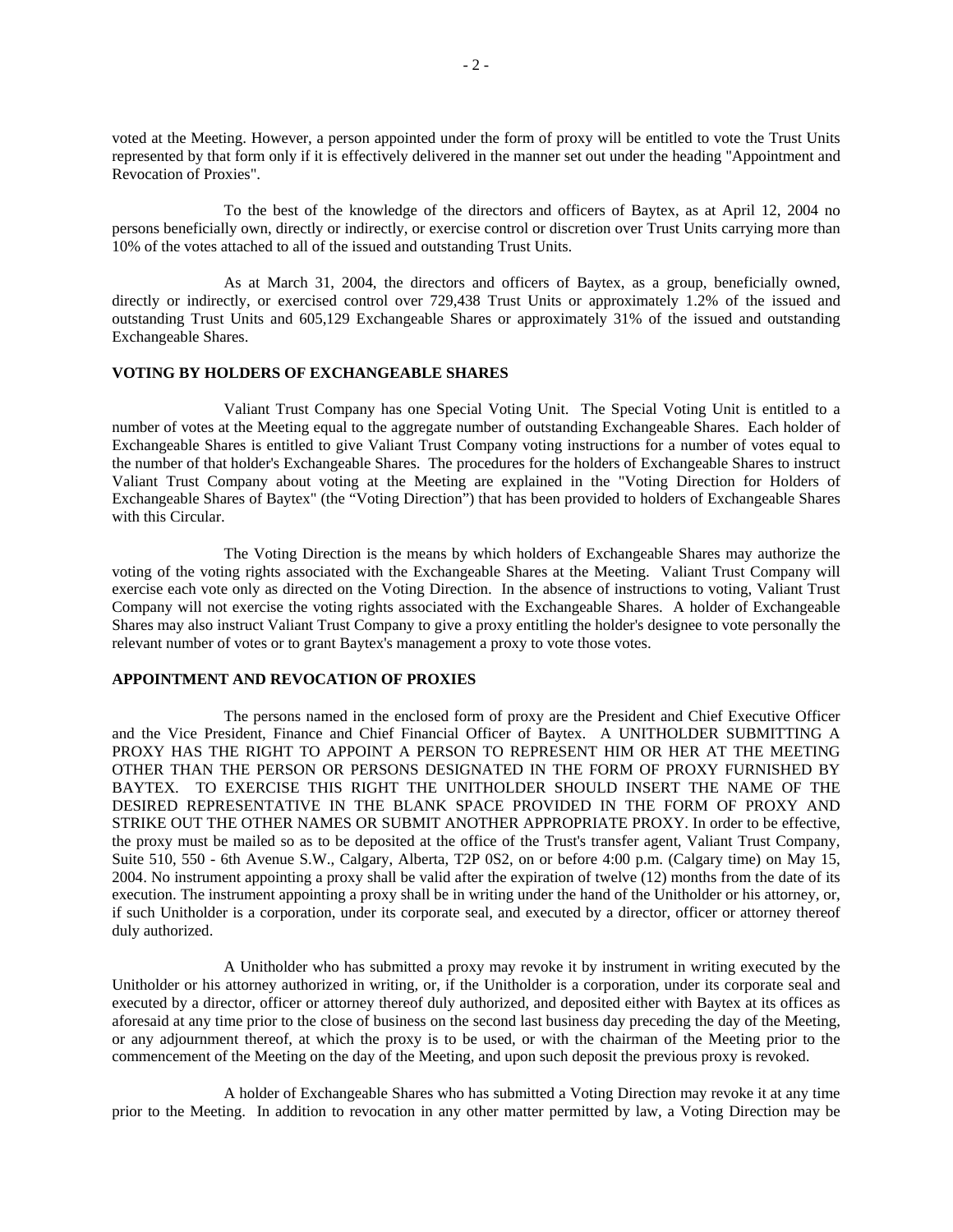voted at the Meeting. However, a person appointed under the form of proxy will be entitled to vote the Trust Units represented by that form only if it is effectively delivered in the manner set out under the heading "Appointment and Revocation of Proxies".

To the best of the knowledge of the directors and officers of Baytex, as at April 12, 2004 no persons beneficially own, directly or indirectly, or exercise control or discretion over Trust Units carrying more than 10% of the votes attached to all of the issued and outstanding Trust Units.

As at March 31, 2004, the directors and officers of Baytex, as a group, beneficially owned, directly or indirectly, or exercised control over 729,438 Trust Units or approximately 1.2% of the issued and outstanding Trust Units and 605,129 Exchangeable Shares or approximately 31% of the issued and outstanding Exchangeable Shares.

**VOTING BY HOLDERS OF EXCHANGEABLE SHARES**

Valiant Trust Company has one Special Voting Unit. The Special Voting Unit is entitled to a number of votes at the Meeting equal to the aggregate number of outstanding Exchangeable Shares. Each holder of Exchangeable Shares is entitled to give Valiant Trust Company voting instructions for a number of votes equal to the number of that holder's Exchangeable Shares. The procedures for the holders of Exchangeable Shares to instruct Valiant Trust Company about voting at the Meeting are explained in the "Voting Direction for Holders of Exchangeable Shares of Baytex" (the "Voting Direction") that has been provided to holders of Exchangeable Shares with this Circular.

The Voting Direction is the means by which holders of Exchangeable Shares may authorize the voting of the voting rights associated with the Exchangeable Shares at the Meeting. Valiant Trust Company will exercise each vote only as directed on the Voting Direction. In the absence of instructions to voting, Valiant Trust Company will not exercise the voting rights associated with the Exchangeable Shares. A holder of Exchangeable Shares may also instruct Valiant Trust Company to give a proxy entitling the holder's designee to vote personally the relevant number of votes or to grant Baytex's management a proxy to vote those votes.

**APPOINTMENT AND REVOCATION OF PROXIES**

The persons named in the enclosed form of proxy are the President and Chief Executive Officer and the Vice President, Finance and Chief Financial Officer of Baytex. A UNITHOLDER SUBMITTING A PROXY HAS THE RIGHT TO APPOINT A PERSON TO REPRESENT HIM OR HER AT THE MEETING OTHER THAN THE PERSON OR PERSONS DESIGNATED IN THE FORM OF PROXY FURNISHED BY BAYTEX. TO EXERCISE THIS RIGHT THE UNITHOLDER SHOULD INSERT THE NAME OF THE DESIRED REPRESENTATIVE IN THE BLANK SPACE PROVIDED IN THE FORM OF PROXY AND STRIKE OUT THE OTHER NAMES OR SUBMIT ANOTHER APPROPRIATE PROXY. In order to be effective, the proxy must be mailed so as to be deposited at the office of the Trust's transfer agent, Valiant Trust Company, Suite 510, 550 - 6th Avenue S.W., Calgary, Alberta, T2P 0S2, on or before 4:00 p.m. (Calgary time) on May 15, 2004. No instrument appointing a proxy shall be valid after the expiration of twelve (12) months from the date of its execution. The instrument appointing a proxy shall be in writing under the hand of the Unitholder or his attorney, or, if such Unitholder is a corporation, under its corporate seal, and executed by a director, officer or attorney thereof duly authorized.

A Unitholder who has submitted a proxy may revoke it by instrument in writing executed by the Unitholder or his attorney authorized in writing, or, if the Unitholder is a corporation, under its corporate seal and executed by a director, officer or attorney thereof duly authorized, and deposited either with Baytex at its offices as aforesaid at any time prior to the close of business on the second last business day preceding the day of the Meeting, or any adjournment thereof, at which the proxy is to be used, or with the chairman of the Meeting prior to the commencement of the Meeting on the day of the Meeting, and upon such deposit the previous proxy is revoked.

A holder of Exchangeable Shares who has submitted a Voting Direction may revoke it at any time prior to the Meeting. In addition to revocation in any other matter permitted by law, a Voting Direction may be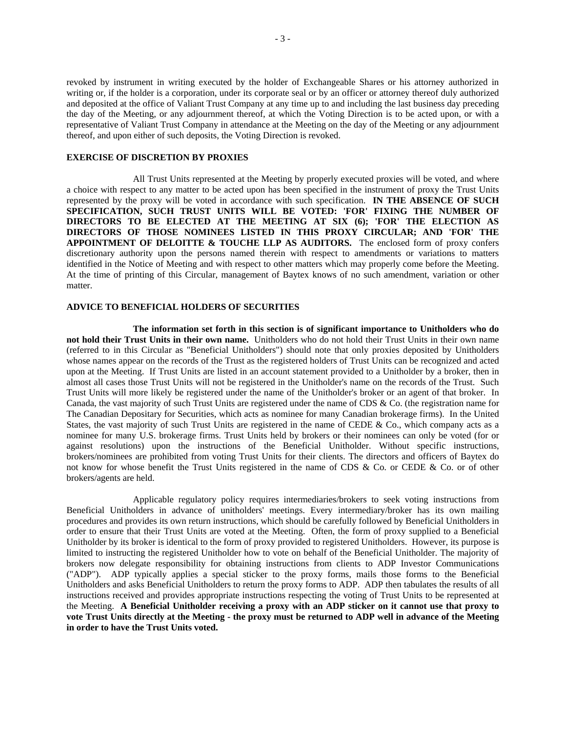revoked by instrument in writing executed by the holder of Exchangeable Shares or his attorney authorized in writing or, if the holder is a corporation, under its corporate seal or by an officer or attorney thereof duly authorized and deposited at the office of Valiant Trust Company at any time up to and including the last business day preceding the day of the Meeting, or any adjournment thereof, at which the Voting Direction is to be acted upon, or with a representative of Valiant Trust Company in attendance at the Meeting on the day of the Meeting or any adjournment thereof, and upon either of such deposits, the Voting Direction is revoked.

**EXERCISE OF DISCRETION BY PROXIES**

All Trust Units represented at the Meeting by properly executed proxies will be voted, and where a choice with respect to any matter to be acted upon has been specified in the instrument of proxy the Trust Units represented by the proxy will be voted in accordance with such specification. **IN THE ABSENCE OF SUCH SPECIFICATION, SUCH TRUST UNITS WILL BE VOTED: 'FOR' FIXING THE NUMBER OF DIRECTORS TO BE ELECTED AT THE MEETING AT SIX (6); 'FOR' THE ELECTION AS DIRECTORS OF THOSE NOMINEES LISTED IN THIS PROXY CIRCULAR; AND 'FOR' THE APPOINTMENT OF DELOITTE & TOUCHE LLP AS AUDITORS.** The enclosed form of proxy confers discretionary authority upon the persons named therein with respect to amendments or variations to matters identified in the Notice of Meeting and with respect to other matters which may properly come before the Meeting. At the time of printing of this Circular, management of Baytex knows of no such amendment, variation or other matter.

**ADVICE TO BENEFICIAL HOLDERS OF SECURITIES**

**The information set forth in this section is of significant importance to Unitholders who do not hold their Trust Units in their own name.** Unitholders who do not hold their Trust Units in their own name (referred to in this Circular as "Beneficial Unitholders") should note that only proxies deposited by Unitholders whose names appear on the records of the Trust as the registered holders of Trust Units can be recognized and acted upon at the Meeting. If Trust Units are listed in an account statement provided to a Unitholder by a broker, then in almost all cases those Trust Units will not be registered in the Unitholder's name on the records of the Trust. Such Trust Units will more likely be registered under the name of the Unitholder's broker or an agent of that broker. In Canada, the vast majority of such Trust Units are registered under the name of CDS & Co. (the registration name for The Canadian Depositary for Securities, which acts as nominee for many Canadian brokerage firms). In the United States, the vast majority of such Trust Units are registered in the name of CEDE & Co., which company acts as a nominee for many U.S. brokerage firms. Trust Units held by brokers or their nominees can only be voted (for or against resolutions) upon the instructions of the Beneficial Unitholder. Without specific instructions, brokers/nominees are prohibited from voting Trust Units for their clients. The directors and officers of Baytex do not know for whose benefit the Trust Units registered in the name of CDS & Co. or CEDE & Co. or of other brokers/agents are held.

Applicable regulatory policy requires intermediaries/brokers to seek voting instructions from Beneficial Unitholders in advance of unitholders' meetings. Every intermediary/broker has its own mailing procedures and provides its own return instructions, which should be carefully followed by Beneficial Unitholders in order to ensure that their Trust Units are voted at the Meeting. Often, the form of proxy supplied to a Beneficial Unitholder by its broker is identical to the form of proxy provided to registered Unitholders. However, its purpose is limited to instructing the registered Unitholder how to vote on behalf of the Beneficial Unitholder. The majority of brokers now delegate responsibility for obtaining instructions from clients to ADP Investor Communications ("ADP"). ADP typically applies a special sticker to the proxy forms, mails those forms to the Beneficial Unitholders and asks Beneficial Unitholders to return the proxy forms to ADP. ADP then tabulates the results of all instructions received and provides appropriate instructions respecting the voting of Trust Units to be represented at the Meeting. **A Beneficial Unitholder receiving a proxy with an ADP sticker on it cannot use that proxy to vote Trust Units directly at the Meeting - the proxy must be returned to ADP well in advance of the Meeting in order to have the Trust Units voted.**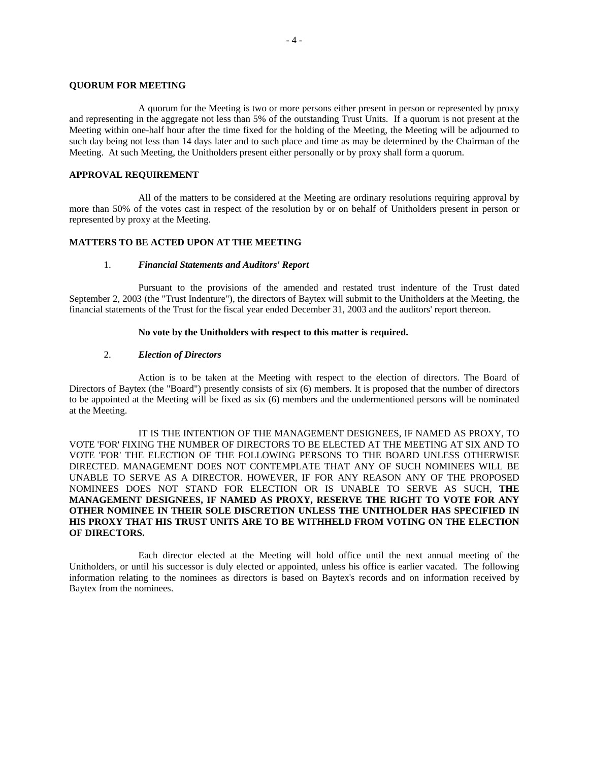## QUORUM FOR MEETING

A quorum for the Meeting is two or more persons either present in person or represented by proxy and representing in the aggregate not less than 5% of the outstanding Trust Units. If a quorum is not present at the Meeting within one-half hour after the time fixed for the holding of the Meeting, the Meeting will be adjourned to such day being not less than 14 days later and to such place and time as may be determined by the Chairman of the Meeting. At such Meeting, the Unitholders present either personally or by proxy shall form a quorum.

## APPROVAL REQUIREMENT

All of the matters to be considered at the Meeting are ordinary resolutions requiring approval by more than 50% of the votes cast in respect of the resolution by or on behalf of Unitholders present in person or represented by proxy at the Meeting.

## MATTERS TO BE ACTED UPON AT THE MEETING

### 1. *Financial Statements and Auditors' Report*

Pursuant to the provisions of the amended and restated trust indenture of the Trust dated September 2, 2003 (the "Trust Indenture"), the directors of Baytex will submit to the Unitholders at the Meeting, the financial statements of the Trust for the fiscal year ended December 31, 2003 and the auditors' report thereon.

**No vote by the Unitholders with respect to this matter is required.**

### 2. *Election of Directors*

Action is to be taken at the Meeting with respect to the election of directors. The Board of Directors of Baytex (the "Board") presently consists of six (6) members. It is proposed that the number of directors to be appointed at the Meeting will be fixed as six (6) members and the undermentioned persons will be nominated at the Meeting.

IT IS THE INTENTION OF THE MANAGEMENT DESIGNEES, IF NAMED AS PROXY, TO VOTE 'FOR' FIXING THE NUMBER OF DIRECTORS TO BE ELECTED AT THE MEETING AT SIX AND TO VOTE 'FOR' THE ELECTION OF THE FOLLOWING PERSONS TO THE BOARD UNLESS OTHERWISE DIRECTED. MANAGEMENT DOES NOT CONTEMPLATE THAT ANY OF SUCH NOMINEES WILL BE UNABLE TO SERVE AS A DIRECTOR. HOWEVER, IF FOR ANY REASON ANY OF THE PROPOSED NOMINEES DOES NOT STAND FOR ELECTION OR IS UNABLE TO SERVE AS SUCH, **THE MANAGEMENT DESIGNEES, IF NAMED AS PROXY, RESERVE THE RIGHT TO VOTE FOR ANY OTHER NOMINEE IN THEIR SOLE DISCRETION UNLESS THE UNITHOLDER HAS SPECIFIED IN HIS PROXY THAT HIS TRUST UNITS ARE TO BE WITHHELD FROM VOTING ON THE ELECTION OF DIRECTORS.**

Each director elected at the Meeting will hold office until the next annual meeting of the Unitholders, or until his successor is duly elected or appointed, unless his office is earlier vacated. The following information relating to the nominees as directors is based on Baytex's records and on information received by Baytex from the nominees.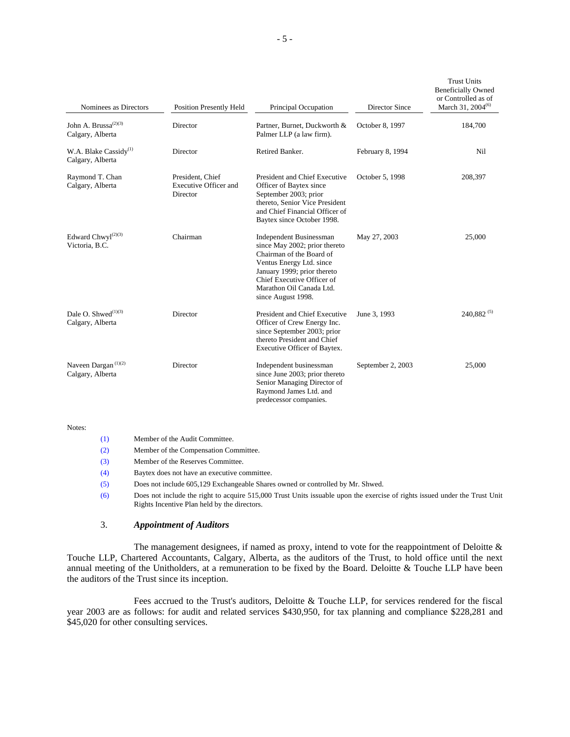| Nominees as Directors | Position Presently Held | Principal Occupation | Director Since | Trust Units Beneficially Owned or Controlled as of March 31, 2004[6] |
|---|---|---|---|---|
| John A. Brussa[2][3] Calgary, Alberta | Director | Partner, Burnet, Duckworth & Palmer LLP (a law firm). | October 8, 1997 | 184,700 |
| W.A. Blake Cassidy[1] Calgary, Alberta | Director | Retired Banker. | February 8, 1994 | Nil |
| Raymond T. Chan Calgary, Alberta | President, Chief Executive Officer and Director | President and Chief Executive Officer of Baytex since September 2003; prior thereto, Senior Vice President and Chief Financial Officer of Baytex since October 1998. | October 5, 1998 | 208,397 |
| Edward Chwyl[2][3] Victoria, B.C. | Chairman | Independent Businessman since May 2002; prior thereto Chairman of the Board of Ventus Energy Ltd. since January 1999; prior thereto Chief Executive Officer of Marathon Oil Canada Ltd. since August 1998. | May 27, 2003 | 25,000 |
| Dale O. Shwed[1][3] Calgary, Alberta | Director | President and Chief Executive Officer of Crew Energy Inc. since September 2003; prior thereto President and Chief Executive Officer of Baytex. | June 3, 1993 | 240,882 [5] |
| Naveen Dargan [1][2] Calgary, Alberta | Director | Independent businessman since June 2003; prior thereto Senior Managing Director of Raymond James Ltd. and predecessor companies. | September 2, 2003 | 25,000 |

Notes:

(1) Member of the Audit Committee.

(2) Member of the Compensation Committee.

(3) Member of the Reserves Committee.

(4) Baytex does not have an executive committee.

(5) Does not include 605,129 Exchangeable Shares owned or controlled by Mr. Shwed.

(6) Does not include the right to acquire 515,000 Trust Units issuable upon the exercise of rights issued under the Trust Unit Rights Incentive Plan held by the directors.

### 3. *Appointment of Auditors*

The management designees, if named as proxy, intend to vote for the reappointment of Deloitte & Touche LLP, Chartered Accountants, Calgary, Alberta, as the auditors of the Trust, to hold office until the next annual meeting of the Unitholders, at a remuneration to be fixed by the Board. Deloitte & Touche LLP have been the auditors of the Trust since its inception.

Fees accrued to the Trust's auditors, Deloitte & Touche LLP, for services rendered for the fiscal year 2003 are as follows: for audit and related services $430,950, for tax planning and compliance $228,281 and $45,020 for other consulting services.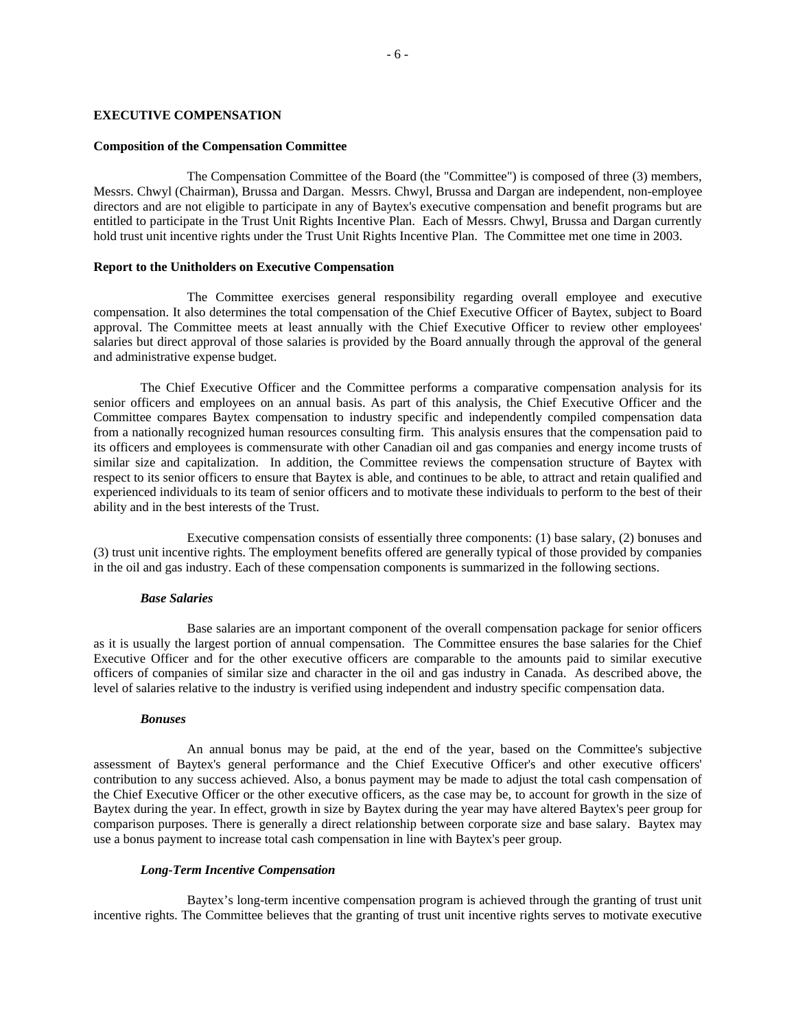## EXECUTIVE COMPENSATION

### Composition of the Compensation Committee

The Compensation Committee of the Board (the "Committee") is composed of three (3) members, Messrs. Chwyl (Chairman), Brussa and Dargan. Messrs. Chwyl, Brussa and Dargan are independent, non-employee directors and are not eligible to participate in any of Baytex's executive compensation and benefit programs but are entitled to participate in the Trust Unit Rights Incentive Plan. Each of Messrs. Chwyl, Brussa and Dargan currently hold trust unit incentive rights under the Trust Unit Rights Incentive Plan. The Committee met one time in 2003.

### Report to the Unitholders on Executive Compensation

The Committee exercises general responsibility regarding overall employee and executive compensation. It also determines the total compensation of the Chief Executive Officer of Baytex, subject to Board approval. The Committee meets at least annually with the Chief Executive Officer to review other employees' salaries but direct approval of those salaries is provided by the Board annually through the approval of the general and administrative expense budget.

The Chief Executive Officer and the Committee performs a comparative compensation analysis for its senior officers and employees on an annual basis. As part of this analysis, the Chief Executive Officer and the Committee compares Baytex compensation to industry specific and independently compiled compensation data from a nationally recognized human resources consulting firm. This analysis ensures that the compensation paid to its officers and employees is commensurate with other Canadian oil and gas companies and energy income trusts of similar size and capitalization. In addition, the Committee reviews the compensation structure of Baytex with respect to its senior officers to ensure that Baytex is able, and continues to be able, to attract and retain qualified and experienced individuals to its team of senior officers and to motivate these individuals to perform to the best of their ability and in the best interests of the Trust.

Executive compensation consists of essentially three components: (1) base salary, (2) bonuses and (3) trust unit incentive rights. The employment benefits offered are generally typical of those provided by companies in the oil and gas industry. Each of these compensation components is summarized in the following sections.

#### *Base Salaries*

Base salaries are an important component of the overall compensation package for senior officers as it is usually the largest portion of annual compensation. The Committee ensures the base salaries for the Chief Executive Officer and for the other executive officers are comparable to the amounts paid to similar executive officers of companies of similar size and character in the oil and gas industry in Canada. As described above, the level of salaries relative to the industry is verified using independent and industry specific compensation data.

#### *Bonuses*

An annual bonus may be paid, at the end of the year, based on the Committee's subjective assessment of Baytex's general performance and the Chief Executive Officer's and other executive officers' contribution to any success achieved. Also, a bonus payment may be made to adjust the total cash compensation of the Chief Executive Officer or the other executive officers, as the case may be, to account for growth in the size of Baytex during the year. In effect, growth in size by Baytex during the year may have altered Baytex's peer group for comparison purposes. There is generally a direct relationship between corporate size and base salary. Baytex may use a bonus payment to increase total cash compensation in line with Baytex's peer group.

#### *Long-Term Incentive Compensation*

Baytex's long-term incentive compensation program is achieved through the granting of trust unit incentive rights. The Committee believes that the granting of trust unit incentive rights serves to motivate executive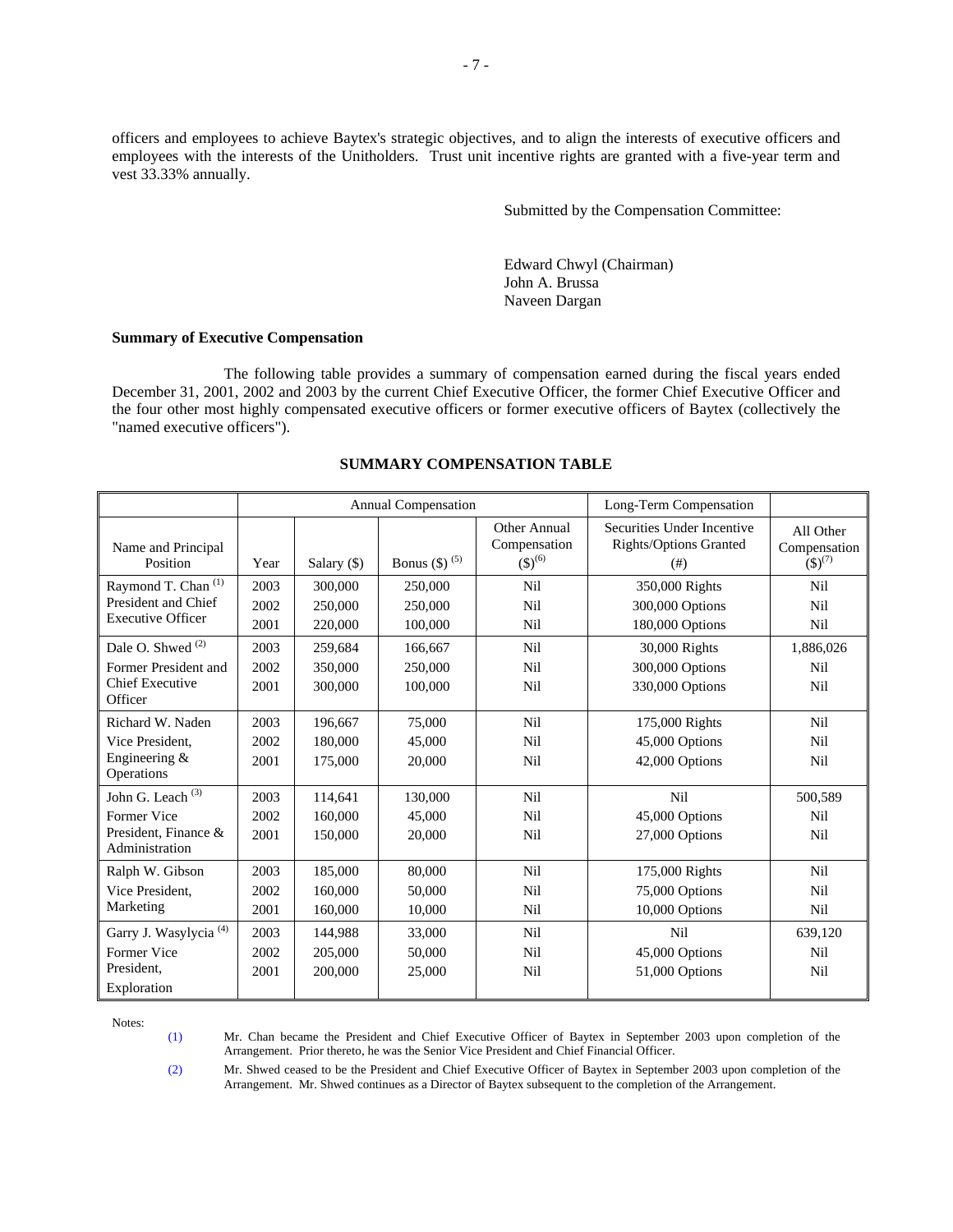officers and employees to achieve Baytex's strategic objectives, and to align the interests of executive officers and employees with the interests of the Unitholders. Trust unit incentive rights are granted with a five-year term and vest 33.33% annually.

Submitted by the Compensation Committee:

Edward Chwyl (Chairman)
John A. Brussa
Naveen Dargan

**Summary of Executive Compensation**

The following table provides a summary of compensation earned during the fiscal years ended December 31, 2001, 2002 and 2003 by the current Chief Executive Officer, the former Chief Executive Officer and the four other most highly compensated executive officers or former executive officers of Baytex (collectively the "named executive officers").

**SUMMARY COMPENSATION TABLE**

| | Annual Compensation | | | | Long-Term Compensation | |
|---|---|---|---|---|---|---|
| Name and Principal Position | Year | Salary ($) | Bonus ($) (5) | Other Annual Compensation ($)(6) | Securities Under Incentive Rights/Options Granted (#) | All Other Compensation ($)(7) |
| Raymond T. Chan (1) President and Chief Executive Officer | 2003 | 300,000 | 250,000 | Nil | 350,000 Rights | Nil |
| | 2002 | 250,000 | 250,000 | Nil | 300,000 Options | Nil |
| | 2001 | 220,000 | 100,000 | Nil | 180,000 Options | Nil |
| Dale O. Shwed (2) Former President and Chief Executive Officer | 2003 | 259,684 | 166,667 | Nil | 30,000 Rights | 1,886,026 |
| | 2002 | 350,000 | 250,000 | Nil | 300,000 Options | Nil |
| | 2001 | 300,000 | 100,000 | Nil | 330,000 Options | Nil |
| Richard W. Naden Vice President, Engineering & Operations | 2003 | 196,667 | 75,000 | Nil | 175,000 Rights | Nil |
| | 2002 | 180,000 | 45,000 | Nil | 45,000 Options | Nil |
| | 2001 | 175,000 | 20,000 | Nil | 42,000 Options | Nil |
| John G. Leach (3) Former Vice President, Finance & Administration | 2003 | 114,641 | 130,000 | Nil | Nil | 500,589 |
| | 2002 | 160,000 | 45,000 | Nil | 45,000 Options | Nil |
| | 2001 | 150,000 | 20,000 | Nil | 27,000 Options | Nil |
| Ralph W. Gibson Vice President, Marketing | 2003 | 185,000 | 80,000 | Nil | 175,000 Rights | Nil |
| | 2002 | 160,000 | 50,000 | Nil | 75,000 Options | Nil |
| | 2001 | 160,000 | 10,000 | Nil | 10,000 Options | Nil |
| Garry J. Wasylycia (4) Former Vice President, Exploration | 2003 | 144,988 | 33,000 | Nil | Nil | 639,120 |
| | 2002 | 205,000 | 50,000 | Nil | 45,000 Options | Nil |
| | 2001 | 200,000 | 25,000 | Nil | 51,000 Options | Nil |

Notes:

(1) Mr. Chan became the President and Chief Executive Officer of Baytex in September 2003 upon completion of the Arrangement. Prior thereto, he was the Senior Vice President and Chief Financial Officer.

(2) Mr. Shwed ceased to be the President and Chief Executive Officer of Baytex in September 2003 upon completion of the Arrangement. Mr. Shwed continues as a Director of Baytex subsequent to the completion of the Arrangement.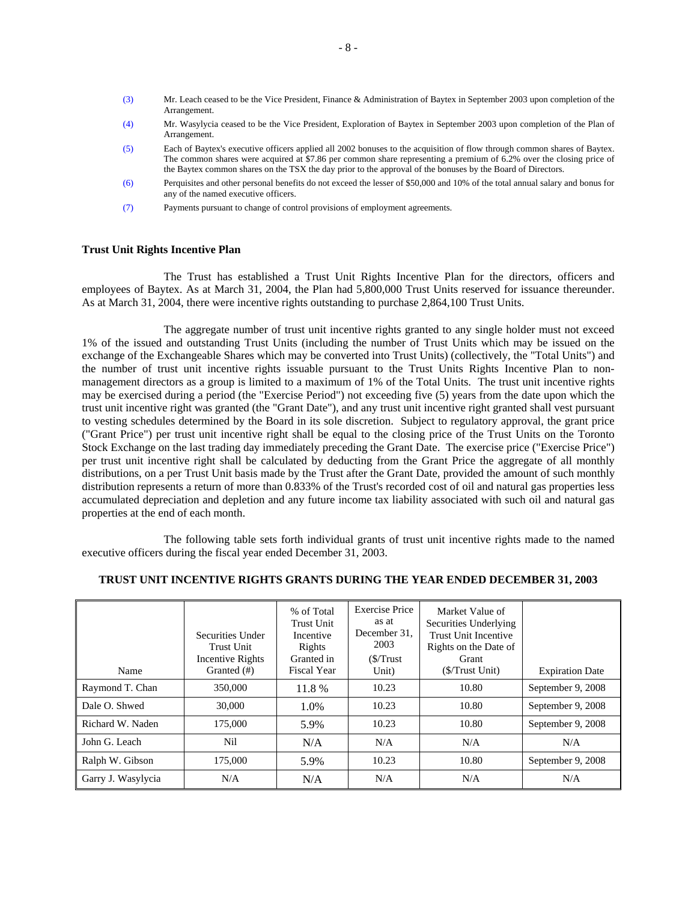(3) Mr. Leach ceased to be the Vice President, Finance & Administration of Baytex in September 2003 upon completion of the Arrangement.

(4) Mr. Wasylycia ceased to be the Vice President, Exploration of Baytex in September 2003 upon completion of the Plan of Arrangement.

(5) Each of Baytex's executive officers applied all 2002 bonuses to the acquisition of flow through common shares of Baytex. The common shares were acquired at $7.86 per common share representing a premium of 6.2% over the closing price of the Baytex common shares on the TSX the day prior to the approval of the bonuses by the Board of Directors.

(6) Perquisites and other personal benefits do not exceed the lesser of $50,000 and 10% of the total annual salary and bonus for any of the named executive officers.

(7) Payments pursuant to change of control provisions of employment agreements.

### Trust Unit Rights Incentive Plan

The Trust has established a Trust Unit Rights Incentive Plan for the directors, officers and employees of Baytex. As at March 31, 2004, the Plan had 5,800,000 Trust Units reserved for issuance thereunder. As at March 31, 2004, there were incentive rights outstanding to purchase 2,864,100 Trust Units.

The aggregate number of trust unit incentive rights granted to any single holder must not exceed 1% of the issued and outstanding Trust Units (including the number of Trust Units which may be issued on the exchange of the Exchangeable Shares which may be converted into Trust Units) (collectively, the "Total Units") and the number of trust unit incentive rights issuable pursuant to the Trust Units Rights Incentive Plan to non-management directors as a group is limited to a maximum of 1% of the Total Units. The trust unit incentive rights may be exercised during a period (the "Exercise Period") not exceeding five (5) years from the date upon which the trust unit incentive right was granted (the "Grant Date"), and any trust unit incentive right granted shall vest pursuant to vesting schedules determined by the Board in its sole discretion. Subject to regulatory approval, the grant price ("Grant Price") per trust unit incentive right shall be equal to the closing price of the Trust Units on the Toronto Stock Exchange on the last trading day immediately preceding the Grant Date. The exercise price ("Exercise Price") per trust unit incentive right shall be calculated by deducting from the Grant Price the aggregate of all monthly distributions, on a per Trust Unit basis made by the Trust after the Grant Date, provided the amount of such monthly distribution represents a return of more than 0.833% of the Trust's recorded cost of oil and natural gas properties less accumulated depreciation and depletion and any future income tax liability associated with such oil and natural gas properties at the end of each month.

The following table sets forth individual grants of trust unit incentive rights made to the named executive officers during the fiscal year ended December 31, 2003.

**TRUST UNIT INCENTIVE RIGHTS GRANTS DURING THE YEAR ENDED DECEMBER 31, 2003**

| Name | Securities Under Trust Unit Incentive Rights Granted (#) | % of Total Trust Unit Incentive Rights Granted in Fiscal Year | Exercise Price as at December 31, 2003 ($/Trust Unit) | Market Value of Securities Underlying Trust Unit Incentive Rights on the Date of Grant ($/Trust Unit) | Expiration Date |
|---|---|---|---|---|---|
| Raymond T. Chan | 350,000 | 11.8 % | 10.23 | 10.80 | September 9, 2008 |
| Dale O. Shwed | 30,000 | 1.0% | 10.23 | 10.80 | September 9, 2008 |
| Richard W. Naden | 175,000 | 5.9% | 10.23 | 10.80 | September 9, 2008 |
| John G. Leach | Nil | N/A | N/A | N/A | N/A |
| Ralph W. Gibson | 175,000 | 5.9% | 10.23 | 10.80 | September 9, 2008 |
| Garry J. Wasylycia | N/A | N/A | N/A | N/A | N/A |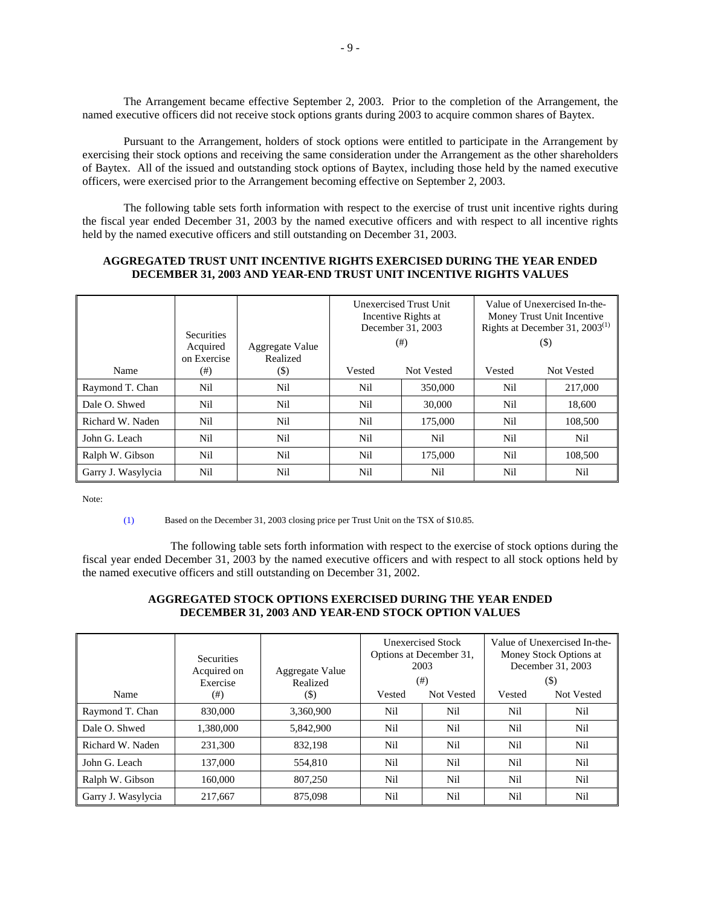The Arrangement became effective September 2, 2003. Prior to the completion of the Arrangement, the named executive officers did not receive stock options grants during 2003 to acquire common shares of Baytex.

Pursuant to the Arrangement, holders of stock options were entitled to participate in the Arrangement by exercising their stock options and receiving the same consideration under the Arrangement as the other shareholders of Baytex. All of the issued and outstanding stock options of Baytex, including those held by the named executive officers, were exercised prior to the Arrangement becoming effective on September 2, 2003.

The following table sets forth information with respect to the exercise of trust unit incentive rights during the fiscal year ended December 31, 2003 by the named executive officers and with respect to all incentive rights held by the named executive officers and still outstanding on December 31, 2003.

**AGGREGATED TRUST UNIT INCENTIVE RIGHTS EXERCISED DURING THE YEAR ENDED DECEMBER 31, 2003 AND YEAR-END TRUST UNIT INCENTIVE RIGHTS VALUES**

| Name | Securities Acquired on Exercise (#) | Aggregate Value Realized ($) | Unexercised Trust Unit Incentive Rights at December 31, 2003 (#) | | Value of Unexercised In-the-Money Trust Unit Incentive Rights at December 31, 2003[(1)] ($) | |
|---|---|---|---|---|---|---|
| | | | Vested | Not Vested | Vested | Not Vested |
| Raymond T. Chan | Nil | Nil | Nil | 350,000 | Nil | 217,000 |
| Dale O. Shwed | Nil | Nil | Nil | 30,000 | Nil | 18,600 |
| Richard W. Naden | Nil | Nil | Nil | 175,000 | Nil | 108,500 |
| John G. Leach | Nil | Nil | Nil | Nil | Nil | Nil |
| Ralph W. Gibson | Nil | Nil | Nil | 175,000 | Nil | 108,500 |
| Garry J. Wasylycia | Nil | Nil | Nil | Nil | Nil | Nil |

Note:

(1) Based on the December 31, 2003 closing price per Trust Unit on the TSX of $10.85.

The following table sets forth information with respect to the exercise of stock options during the fiscal year ended December 31, 2003 by the named executive officers and with respect to all stock options held by the named executive officers and still outstanding on December 31, 2002.

**AGGREGATED STOCK OPTIONS EXERCISED DURING THE YEAR ENDED DECEMBER 31, 2003 AND YEAR-END STOCK OPTION VALUES**

| Name | Securities Acquired on Exercise (#) | Aggregate Value Realized ($) | Unexercised Stock Options at December 31, 2003 (#) | | Value of Unexercised In-the-Money Stock Options at December 31, 2003 ($) | |
|---|---|---|---|---|---|---|
| | | | Vested | Not Vested | Vested | Not Vested |
| Raymond T. Chan | 830,000 | 3,360,900 | Nil | Nil | Nil | Nil |
| Dale O. Shwed | 1,380,000 | 5,842,900 | Nil | Nil | Nil | Nil |
| Richard W. Naden | 231,300 | 832,198 | Nil | Nil | Nil | Nil |
| John G. Leach | 137,000 | 554,810 | Nil | Nil | Nil | Nil |
| Ralph W. Gibson | 160,000 | 807,250 | Nil | Nil | Nil | Nil |
| Garry J. Wasylycia | 217,667 | 875,098 | Nil | Nil | Nil | Nil |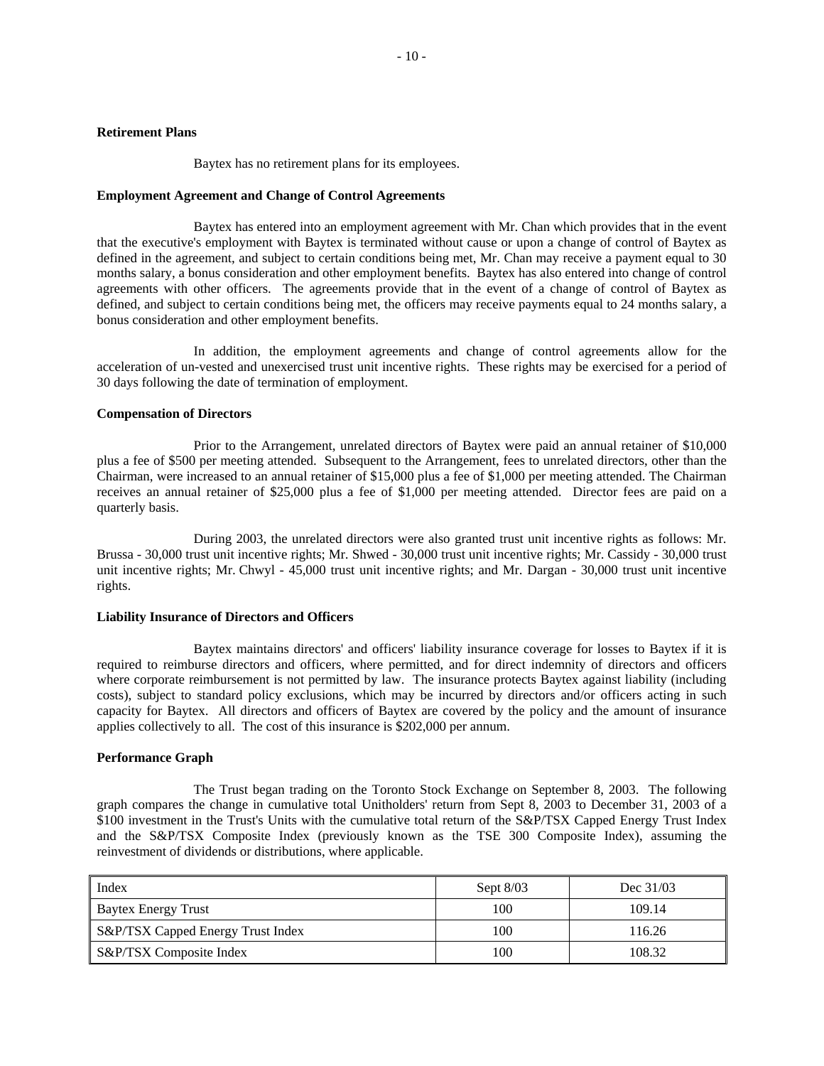**Retirement Plans**

Baytex has no retirement plans for its employees.

**Employment Agreement and Change of Control Agreements**

Baytex has entered into an employment agreement with Mr. Chan which provides that in the event that the executive's employment with Baytex is terminated without cause or upon a change of control of Baytex as defined in the agreement, and subject to certain conditions being met, Mr. Chan may receive a payment equal to 30 months salary, a bonus consideration and other employment benefits. Baytex has also entered into change of control agreements with other officers. The agreements provide that in the event of a change of control of Baytex as defined, and subject to certain conditions being met, the officers may receive payments equal to 24 months salary, a bonus consideration and other employment benefits.

In addition, the employment agreements and change of control agreements allow for the acceleration of un-vested and unexercised trust unit incentive rights. These rights may be exercised for a period of 30 days following the date of termination of employment.

**Compensation of Directors**

Prior to the Arrangement, unrelated directors of Baytex were paid an annual retainer of $10,000 plus a fee of $500 per meeting attended. Subsequent to the Arrangement, fees to unrelated directors, other than the Chairman, were increased to an annual retainer of $15,000 plus a fee of $1,000 per meeting attended. The Chairman receives an annual retainer of $25,000 plus a fee of $1,000 per meeting attended. Director fees are paid on a quarterly basis.

During 2003, the unrelated directors were also granted trust unit incentive rights as follows: Mr. Brussa - 30,000 trust unit incentive rights; Mr. Shwed - 30,000 trust unit incentive rights; Mr. Cassidy - 30,000 trust unit incentive rights; Mr. Chwyl - 45,000 trust unit incentive rights; and Mr. Dargan - 30,000 trust unit incentive rights.

**Liability Insurance of Directors and Officers**

Baytex maintains directors' and officers' liability insurance coverage for losses to Baytex if it is required to reimburse directors and officers, where permitted, and for direct indemnity of directors and officers where corporate reimbursement is not permitted by law. The insurance protects Baytex against liability (including costs), subject to standard policy exclusions, which may be incurred by directors and/or officers acting in such capacity for Baytex. All directors and officers of Baytex are covered by the policy and the amount of insurance applies collectively to all. The cost of this insurance is $202,000 per annum.

**Performance Graph**

The Trust began trading on the Toronto Stock Exchange on September 8, 2003. The following graph compares the change in cumulative total Unitholders' return from Sept 8, 2003 to December 31, 2003 of a $100 investment in the Trust's Units with the cumulative total return of the S&P/TSX Capped Energy Trust Index and the S&P/TSX Composite Index (previously known as the TSE 300 Composite Index), assuming the reinvestment of dividends or distributions, where applicable.

| Index | Sept 8/03 | Dec 31/03 |
|---|---|---|
| Baytex Energy Trust | 100 | 109.14 |
| S&P/TSX Capped Energy Trust Index | 100 | 116.26 |
| S&P/TSX Composite Index | 100 | 108.32 |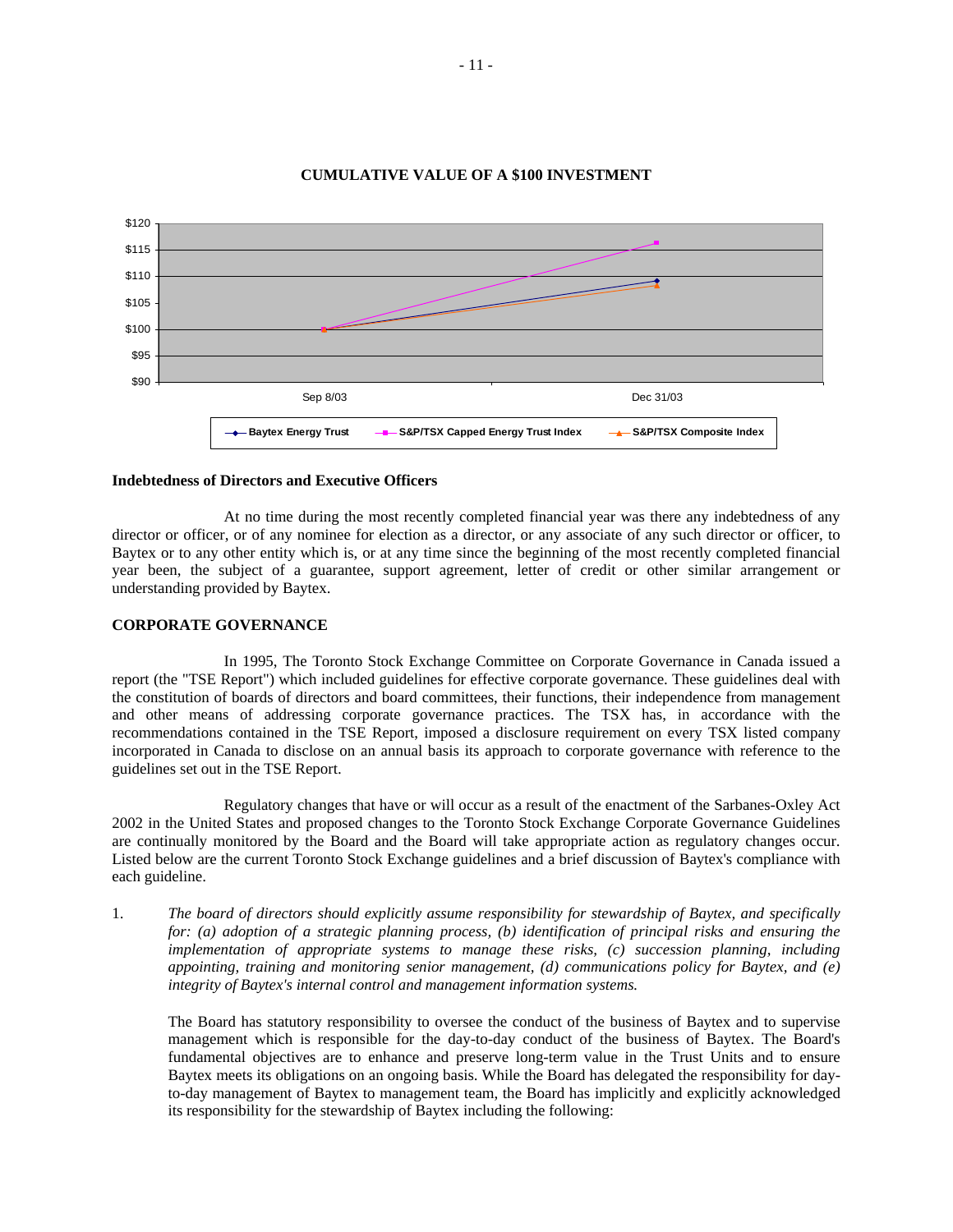**CUMULATIVE VALUE OF A $100 INVESTMENT**

### Indebtedness of Directors and Executive Officers

At no time during the most recently completed financial year was there any indebtedness of any director or officer, or of any nominee for election as a director, or any associate of any such director or officer, to Baytex or to any other entity which is, or at any time since the beginning of the most recently completed financial year been, the subject of a guarantee, support agreement, letter of credit or other similar arrangement or understanding provided by Baytex.

### CORPORATE GOVERNANCE

In 1995, The Toronto Stock Exchange Committee on Corporate Governance in Canada issued a report (the "TSE Report") which included guidelines for effective corporate governance. These guidelines deal with the constitution of boards of directors and board committees, their functions, their independence from management and other means of addressing corporate governance practices. The TSX has, in accordance with the recommendations contained in the TSE Report, imposed a disclosure requirement on every TSX listed company incorporated in Canada to disclose on an annual basis its approach to corporate governance with reference to the guidelines set out in the TSE Report.

Regulatory changes that have or will occur as a result of the enactment of the Sarbanes-Oxley Act 2002 in the United States and proposed changes to the Toronto Stock Exchange Corporate Governance Guidelines are continually monitored by the Board and the Board will take appropriate action as regulatory changes occur. Listed below are the current Toronto Stock Exchange guidelines and a brief discussion of Baytex's compliance with each guideline.

1. *The board of directors should explicitly assume responsibility for stewardship of Baytex, and specifically for: (a) adoption of a strategic planning process, (b) identification of principal risks and ensuring the implementation of appropriate systems to manage these risks, (c) succession planning, including appointing, training and monitoring senior management, (d) communications policy for Baytex, and (e) integrity of Baytex's internal control and management information systems.*

   The Board has statutory responsibility to oversee the conduct of the business of Baytex and to supervise management which is responsible for the day-to-day conduct of the business of Baytex. The Board's fundamental objectives are to enhance and preserve long-term value in the Trust Units and to ensure Baytex meets its obligations on an ongoing basis. While the Board has delegated the responsibility for day-to-day management of Baytex to management team, the Board has implicitly and explicitly acknowledged its responsibility for the stewardship of Baytex including the following: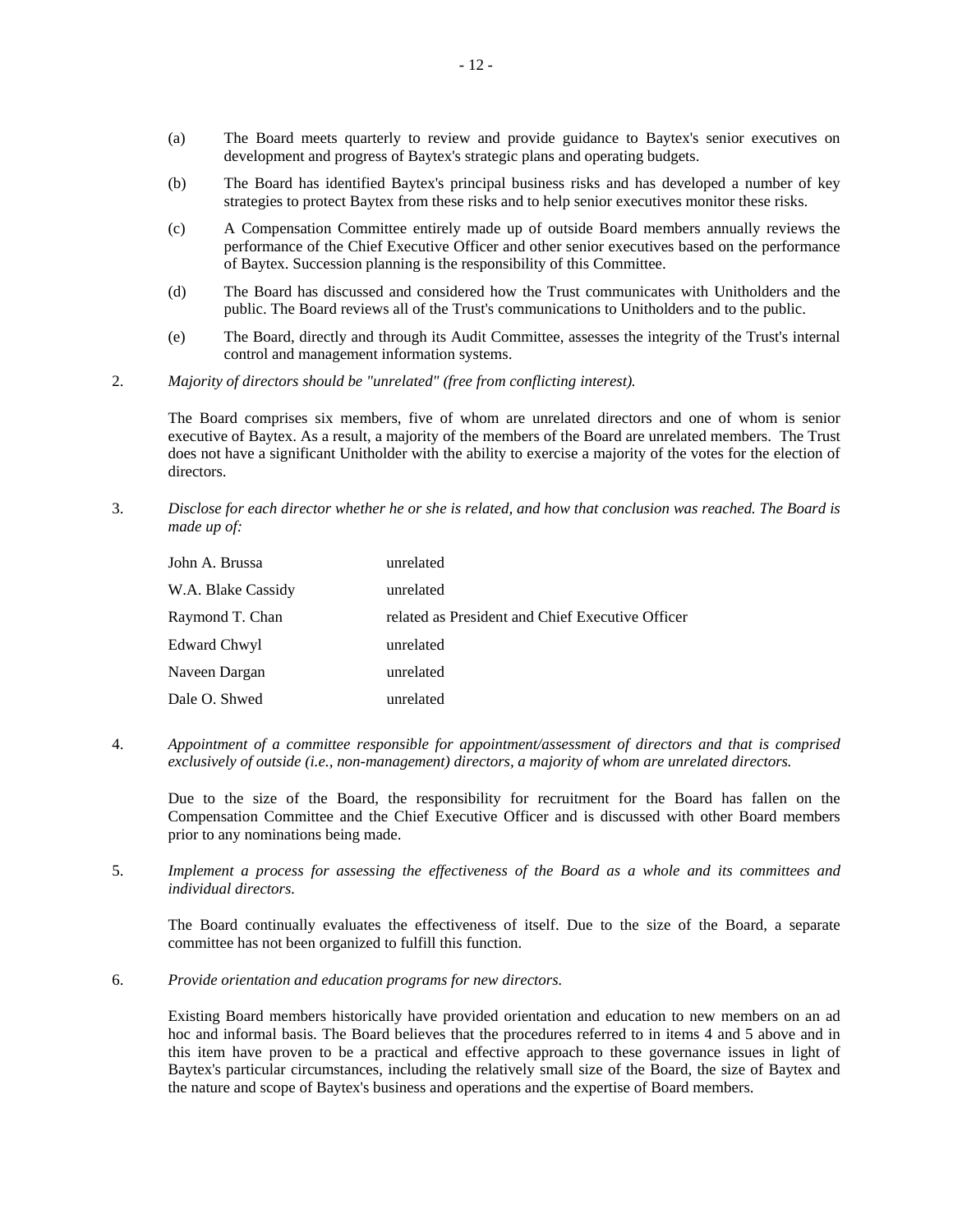(a) The Board meets quarterly to review and provide guidance to Baytex's senior executives on development and progress of Baytex's strategic plans and operating budgets.

(b) The Board has identified Baytex's principal business risks and has developed a number of key strategies to protect Baytex from these risks and to help senior executives monitor these risks.

(c) A Compensation Committee entirely made up of outside Board members annually reviews the performance of the Chief Executive Officer and other senior executives based on the performance of Baytex. Succession planning is the responsibility of this Committee.

(d) The Board has discussed and considered how the Trust communicates with Unitholders and the public. The Board reviews all of the Trust's communications to Unitholders and to the public.

(e) The Board, directly and through its Audit Committee, assesses the integrity of the Trust's internal control and management information systems.

2. *Majority of directors should be "unrelated" (free from conflicting interest).*

   The Board comprises six members, five of whom are unrelated directors and one of whom is senior executive of Baytex. As a result, a majority of the members of the Board are unrelated members. The Trust does not have a significant Unitholder with the ability to exercise a majority of the votes for the election of directors.

3. *Disclose for each director whether he or she is related, and how that conclusion was reached. The Board is made up of:*

| | |
|---|---|
| John A. Brussa | unrelated |
| W.A. Blake Cassidy | unrelated |
| Raymond T. Chan | related as President and Chief Executive Officer |
| Edward Chwyl | unrelated |
| Naveen Dargan | unrelated |
| Dale O. Shwed | unrelated |

4. *Appointment of a committee responsible for appointment/assessment of directors and that is comprised exclusively of outside (i.e., non-management) directors, a majority of whom are unrelated directors.*

   Due to the size of the Board, the responsibility for recruitment for the Board has fallen on the Compensation Committee and the Chief Executive Officer and is discussed with other Board members prior to any nominations being made.

5. *Implement a process for assessing the effectiveness of the Board as a whole and its committees and individual directors.*

   The Board continually evaluates the effectiveness of itself. Due to the size of the Board, a separate committee has not been organized to fulfill this function.

6. *Provide orientation and education programs for new directors.*

   Existing Board members historically have provided orientation and education to new members on an ad hoc and informal basis. The Board believes that the procedures referred to in items 4 and 5 above and in this item have proven to be a practical and effective approach to these governance issues in light of Baytex's particular circumstances, including the relatively small size of the Board, the size of Baytex and the nature and scope of Baytex's business and operations and the expertise of Board members.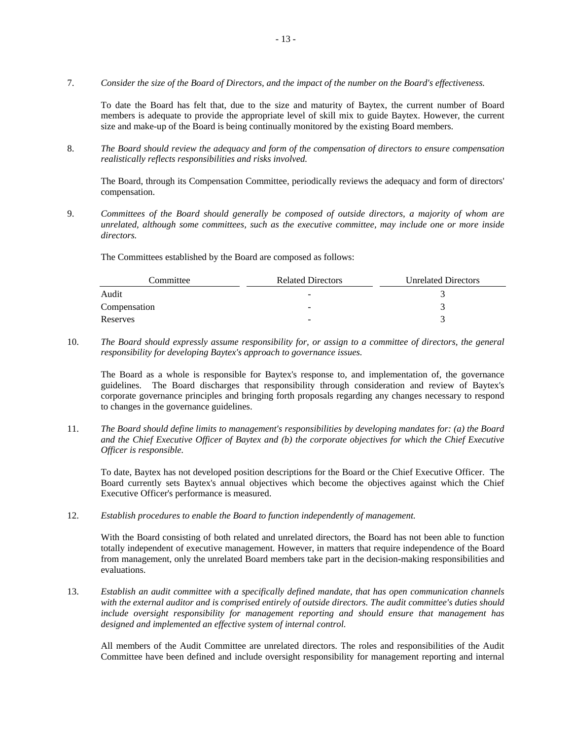7. *Consider the size of the Board of Directors, and the impact of the number on the Board's effectiveness.*

   To date the Board has felt that, due to the size and maturity of Baytex, the current number of Board members is adequate to provide the appropriate level of skill mix to guide Baytex. However, the current size and make-up of the Board is being continually monitored by the existing Board members.

8. *The Board should review the adequacy and form of the compensation of directors to ensure compensation realistically reflects responsibilities and risks involved.*

   The Board, through its Compensation Committee, periodically reviews the adequacy and form of directors' compensation.

9. *Committees of the Board should generally be composed of outside directors, a majority of whom are unrelated, although some committees, such as the executive committee, may include one or more inside directors.*

   The Committees established by the Board are composed as follows:

| Committee | Related Directors | Unrelated Directors |
|---|---|---|
| Audit | - | 3 |
| Compensation | - | 3 |
| Reserves | - | 3 |

10. *The Board should expressly assume responsibility for, or assign to a committee of directors, the general responsibility for developing Baytex's approach to governance issues.*

    The Board as a whole is responsible for Baytex's response to, and implementation of, the governance guidelines. The Board discharges that responsibility through consideration and review of Baytex's corporate governance principles and bringing forth proposals regarding any changes necessary to respond to changes in the governance guidelines.

11. *The Board should define limits to management's responsibilities by developing mandates for: (a) the Board and the Chief Executive Officer of Baytex and (b) the corporate objectives for which the Chief Executive Officer is responsible.*

    To date, Baytex has not developed position descriptions for the Board or the Chief Executive Officer. The Board currently sets Baytex's annual objectives which become the objectives against which the Chief Executive Officer's performance is measured.

12. *Establish procedures to enable the Board to function independently of management.*

    With the Board consisting of both related and unrelated directors, the Board has not been able to function totally independent of executive management. However, in matters that require independence of the Board from management, only the unrelated Board members take part in the decision-making responsibilities and evaluations.

13. *Establish an audit committee with a specifically defined mandate, that has open communication channels with the external auditor and is comprised entirely of outside directors. The audit committee's duties should include oversight responsibility for management reporting and should ensure that management has designed and implemented an effective system of internal control.*

    All members of the Audit Committee are unrelated directors. The roles and responsibilities of the Audit Committee have been defined and include oversight responsibility for management reporting and internal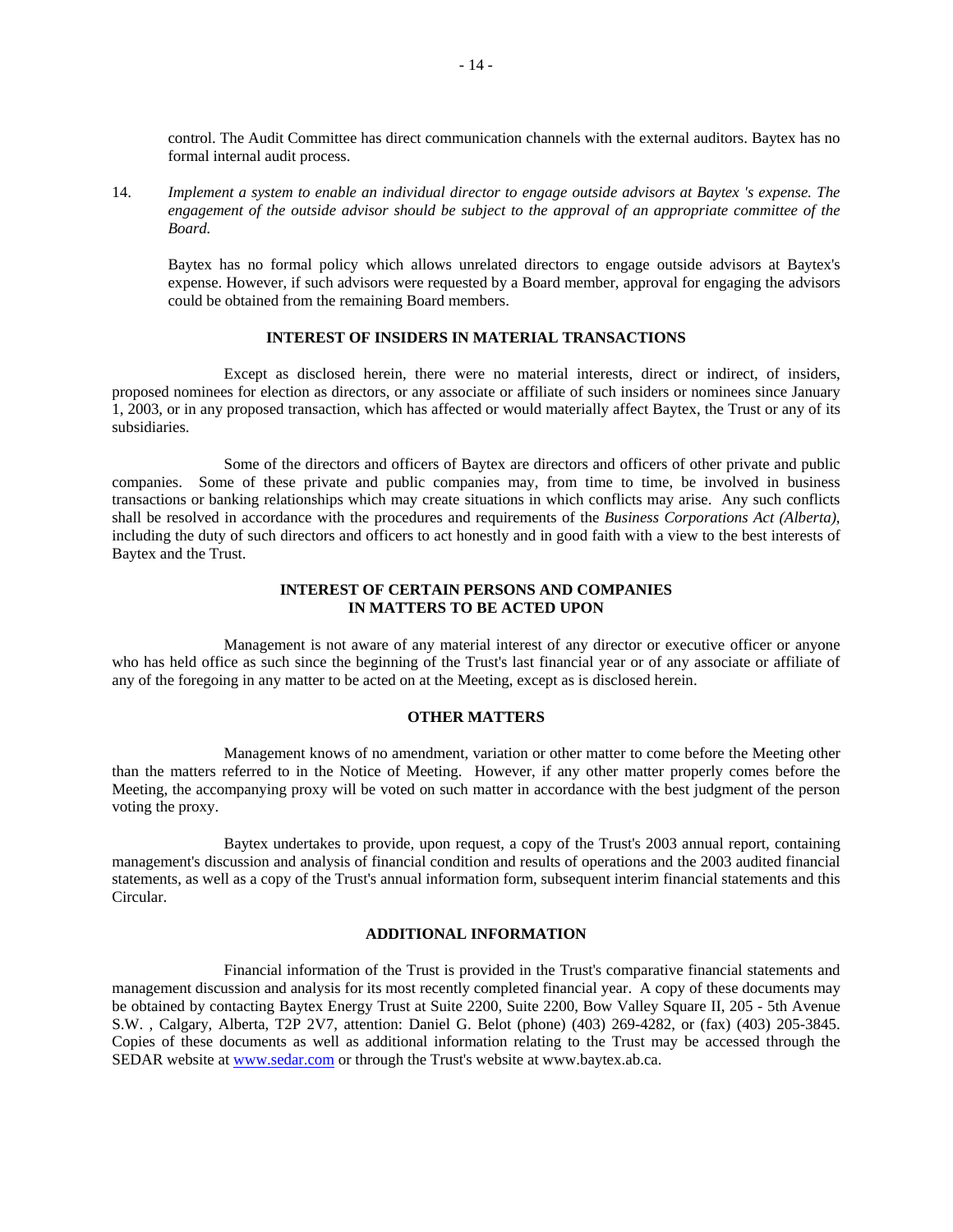control. The Audit Committee has direct communication channels with the external auditors. Baytex has no formal internal audit process.

14. *Implement a system to enable an individual director to engage outside advisors at Baytex 's expense. The engagement of the outside advisor should be subject to the approval of an appropriate committee of the Board.*

    Baytex has no formal policy which allows unrelated directors to engage outside advisors at Baytex's expense. However, if such advisors were requested by a Board member, approval for engaging the advisors could be obtained from the remaining Board members.

## INTEREST OF INSIDERS IN MATERIAL TRANSACTIONS

Except as disclosed herein, there were no material interests, direct or indirect, of insiders, proposed nominees for election as directors, or any associate or affiliate of such insiders or nominees since January 1, 2003, or in any proposed transaction, which has affected or would materially affect Baytex, the Trust or any of its subsidiaries.

Some of the directors and officers of Baytex are directors and officers of other private and public companies. Some of these private and public companies may, from time to time, be involved in business transactions or banking relationships which may create situations in which conflicts may arise. Any such conflicts shall be resolved in accordance with the procedures and requirements of the *Business Corporations Act (Alberta)*, including the duty of such directors and officers to act honestly and in good faith with a view to the best interests of Baytex and the Trust.

## INTEREST OF CERTAIN PERSONS AND COMPANIES IN MATTERS TO BE ACTED UPON

Management is not aware of any material interest of any director or executive officer or anyone who has held office as such since the beginning of the Trust's last financial year or of any associate or affiliate of any of the foregoing in any matter to be acted on at the Meeting, except as is disclosed herein.

## OTHER MATTERS

Management knows of no amendment, variation or other matter to come before the Meeting other than the matters referred to in the Notice of Meeting. However, if any other matter properly comes before the Meeting, the accompanying proxy will be voted on such matter in accordance with the best judgment of the person voting the proxy.

Baytex undertakes to provide, upon request, a copy of the Trust's 2003 annual report, containing management's discussion and analysis of financial condition and results of operations and the 2003 audited financial statements, as well as a copy of the Trust's annual information form, subsequent interim financial statements and this Circular.

## ADDITIONAL INFORMATION

Financial information of the Trust is provided in the Trust's comparative financial statements and management discussion and analysis for its most recently completed financial year. A copy of these documents may be obtained by contacting Baytex Energy Trust at Suite 2200, Suite 2200, Bow Valley Square II, 205 - 5th Avenue S.W. , Calgary, Alberta, T2P 2V7, attention: Daniel G. Belot (phone) (403) 269-4282, or (fax) (403) 205-3845. Copies of these documents as well as additional information relating to the Trust may be accessed through the SEDAR website at www.sedar.com or through the Trust's website at www.baytex.ab.ca.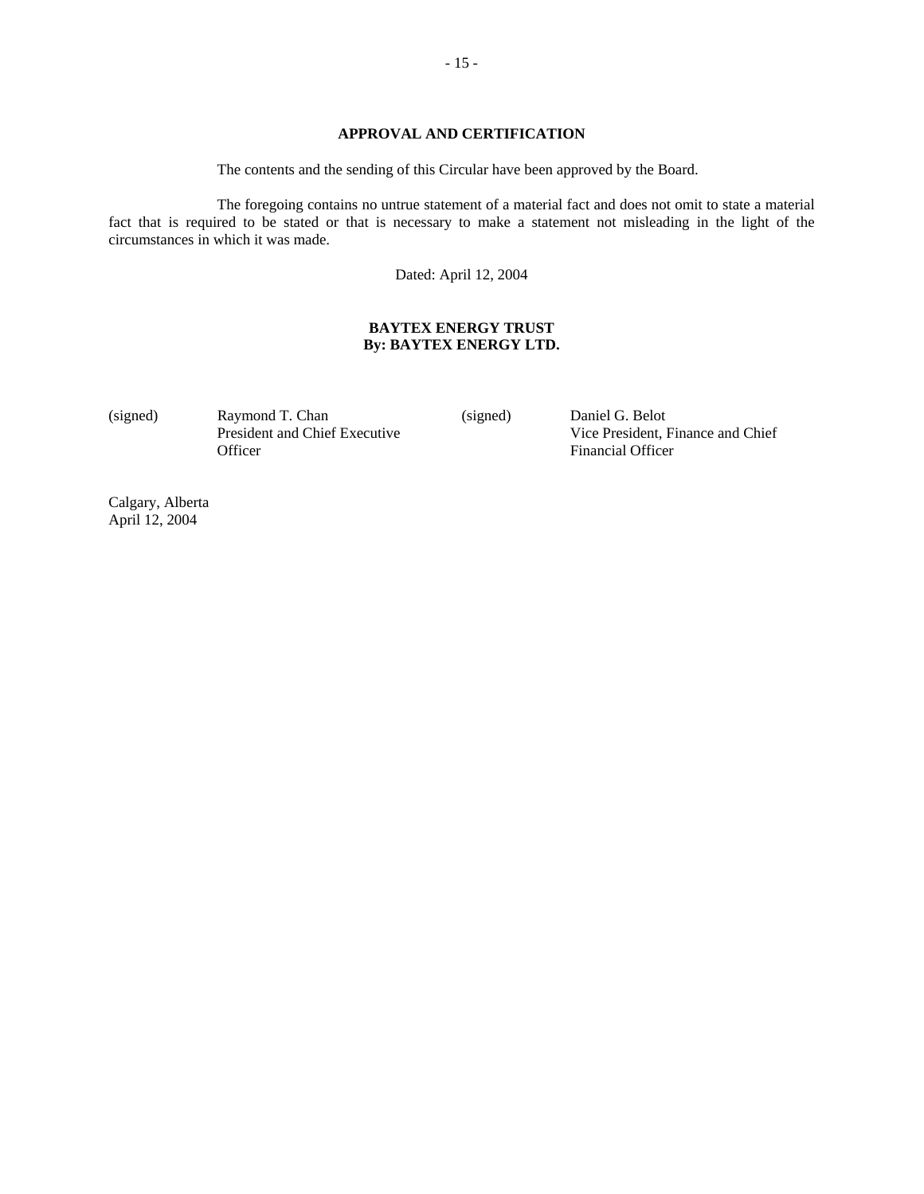## APPROVAL AND CERTIFICATION

The contents and the sending of this Circular have been approved by the Board.

The foregoing contains no untrue statement of a material fact and does not omit to state a material fact that is required to be stated or that is necessary to make a statement not misleading in the light of the circumstances in which it was made.

Dated: April 12, 2004

**BAYTEX ENERGY TRUST**
**By: BAYTEX ENERGY LTD.**

| | | | |
|---|---|---|---|
| (signed) | Raymond T. Chan<br>President and Chief Executive Officer | (signed) | Daniel G. Belot<br>Vice President, Finance and Chief Financial Officer |

Calgary, Alberta
April 12, 2004